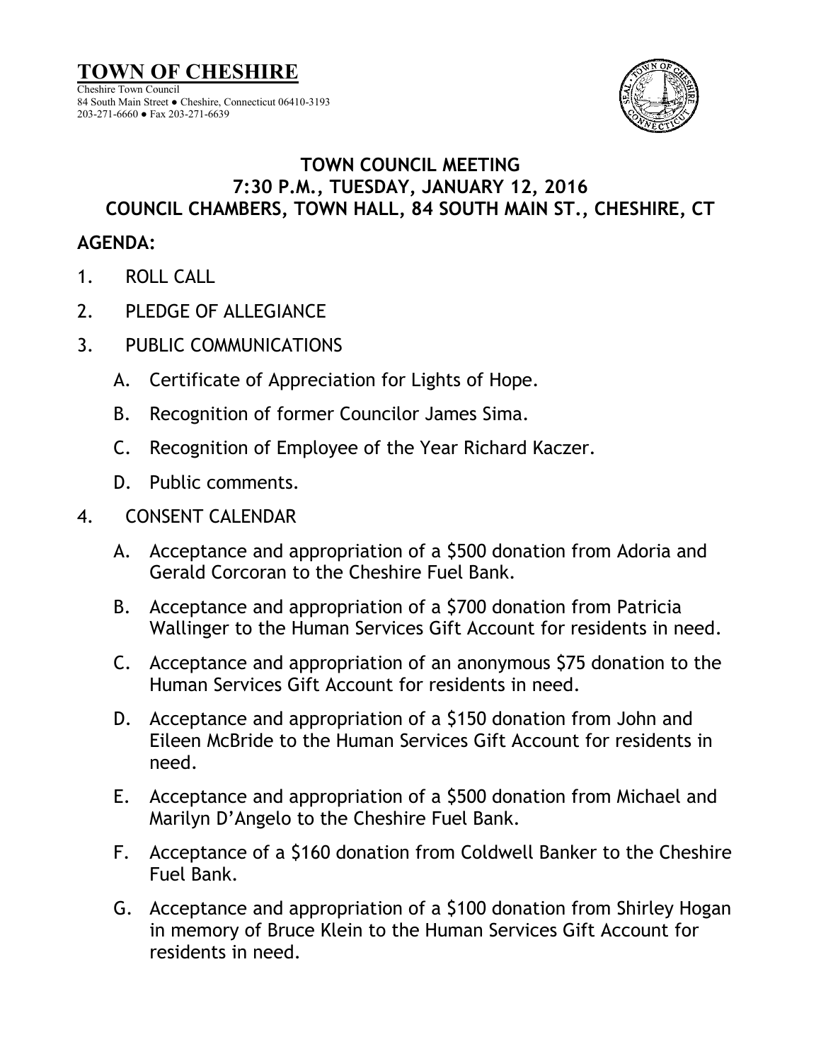# TOWN OF CHESHIRE

Cheshire Town Council
84 South Main Street ● Cheshire, Connecticut 06410-3193
203-271-6660 ● Fax 203-271-6639

## TOWN COUNCIL MEETING
## 7:30 P.M., TUESDAY, JANUARY 12, 2016
## COUNCIL CHAMBERS, TOWN HALL, 84 SOUTH MAIN ST., CHESHIRE, CT

**AGENDA:**

1. ROLL CALL
2. PLEDGE OF ALLEGIANCE
3. PUBLIC COMMUNICATIONS
   - A. Certificate of Appreciation for Lights of Hope.
   - B. Recognition of former Councilor James Sima.
   - C. Recognition of Employee of the Year Richard Kaczer.
   - D. Public comments.
4. CONSENT CALENDAR
   - A. Acceptance and appropriation of a $500 donation from Adoria and Gerald Corcoran to the Cheshire Fuel Bank.
   - B. Acceptance and appropriation of a $700 donation from Patricia Wallinger to the Human Services Gift Account for residents in need.
   - C. Acceptance and appropriation of an anonymous $75 donation to the Human Services Gift Account for residents in need.
   - D. Acceptance and appropriation of a $150 donation from John and Eileen McBride to the Human Services Gift Account for residents in need.
   - E. Acceptance and appropriation of a $500 donation from Michael and Marilyn D'Angelo to the Cheshire Fuel Bank.
   - F. Acceptance of a $160 donation from Coldwell Banker to the Cheshire Fuel Bank.
   - G. Acceptance and appropriation of a $100 donation from Shirley Hogan in memory of Bruce Klein to the Human Services Gift Account for residents in need.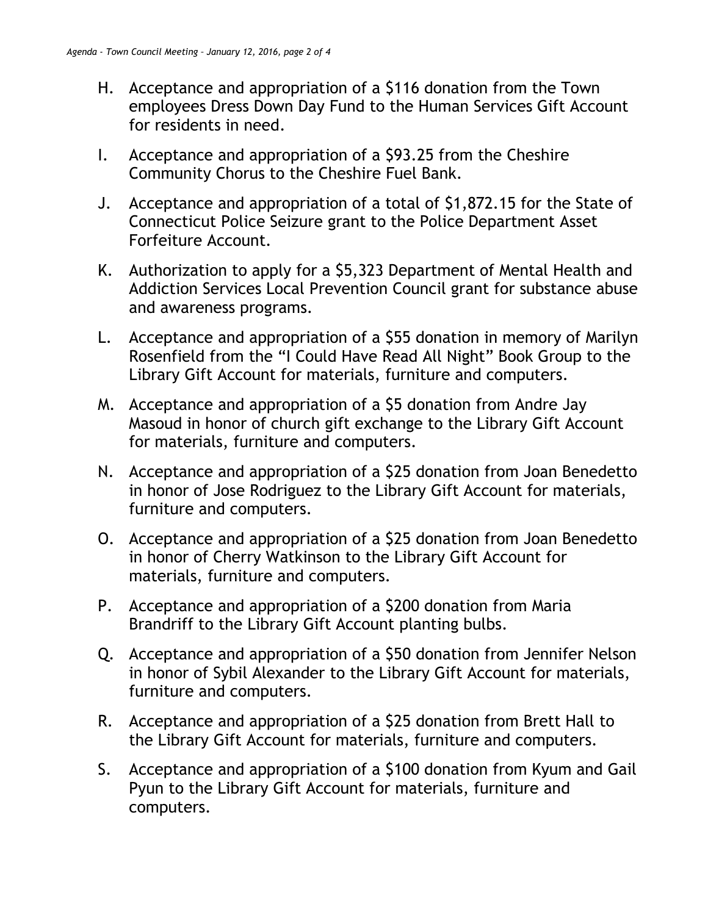H. Acceptance and appropriation of a $116 donation from the Town employees Dress Down Day Fund to the Human Services Gift Account for residents in need.

I. Acceptance and appropriation of a $93.25 from the Cheshire Community Chorus to the Cheshire Fuel Bank.

J. Acceptance and appropriation of a total of $1,872.15 for the State of Connecticut Police Seizure grant to the Police Department Asset Forfeiture Account.

K. Authorization to apply for a $5,323 Department of Mental Health and Addiction Services Local Prevention Council grant for substance abuse and awareness programs.

L. Acceptance and appropriation of a $55 donation in memory of Marilyn Rosenfield from the "I Could Have Read All Night" Book Group to the Library Gift Account for materials, furniture and computers.

M. Acceptance and appropriation of a $5 donation from Andre Jay Masoud in honor of church gift exchange to the Library Gift Account for materials, furniture and computers.

N. Acceptance and appropriation of a $25 donation from Joan Benedetto in honor of Jose Rodriguez to the Library Gift Account for materials, furniture and computers.

O. Acceptance and appropriation of a $25 donation from Joan Benedetto in honor of Cherry Watkinson to the Library Gift Account for materials, furniture and computers.

P. Acceptance and appropriation of a $200 donation from Maria Brandriff to the Library Gift Account planting bulbs.

Q. Acceptance and appropriation of a $50 donation from Jennifer Nelson in honor of Sybil Alexander to the Library Gift Account for materials, furniture and computers.

R. Acceptance and appropriation of a $25 donation from Brett Hall to the Library Gift Account for materials, furniture and computers.

S. Acceptance and appropriation of a $100 donation from Kyum and Gail Pyun to the Library Gift Account for materials, furniture and computers.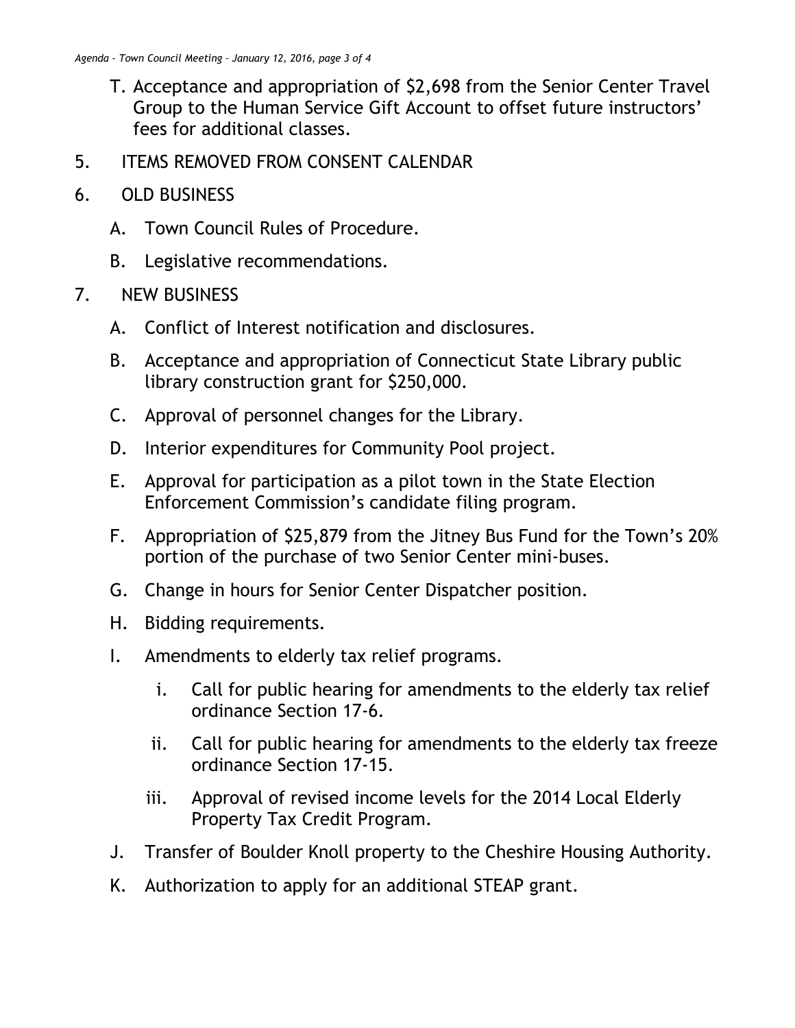T. Acceptance and appropriation of $2,698 from the Senior Center Travel Group to the Human Service Gift Account to offset future instructors' fees for additional classes.

5. ITEMS REMOVED FROM CONSENT CALENDAR

6. OLD BUSINESS

   A. Town Council Rules of Procedure.

   B. Legislative recommendations.

7. NEW BUSINESS

   A. Conflict of Interest notification and disclosures.

   B. Acceptance and appropriation of Connecticut State Library public library construction grant for $250,000.

   C. Approval of personnel changes for the Library.

   D. Interior expenditures for Community Pool project.

   E. Approval for participation as a pilot town in the State Election Enforcement Commission's candidate filing program.

   F. Appropriation of $25,879 from the Jitney Bus Fund for the Town's 20% portion of the purchase of two Senior Center mini-buses.

   G. Change in hours for Senior Center Dispatcher position.

   H. Bidding requirements.

   I. Amendments to elderly tax relief programs.

      i. Call for public hearing for amendments to the elderly tax relief ordinance Section 17-6.

      ii. Call for public hearing for amendments to the elderly tax freeze ordinance Section 17-15.

      iii. Approval of revised income levels for the 2014 Local Elderly Property Tax Credit Program.

   J. Transfer of Boulder Knoll property to the Cheshire Housing Authority.

   K. Authorization to apply for an additional STEAP grant.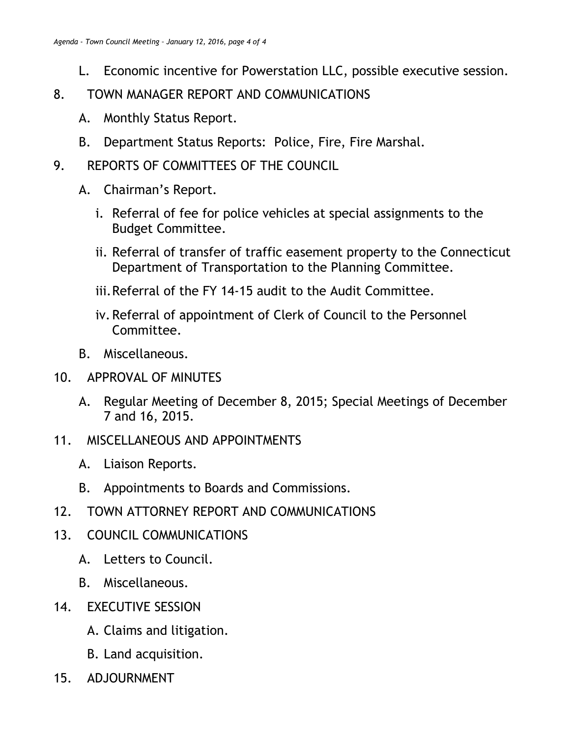L. Economic incentive for Powerstation LLC, possible executive session.

8. TOWN MANAGER REPORT AND COMMUNICATIONS

   A. Monthly Status Report.

   B. Department Status Reports: Police, Fire, Fire Marshal.

9. REPORTS OF COMMITTEES OF THE COUNCIL

   A. Chairman's Report.

      i. Referral of fee for police vehicles at special assignments to the Budget Committee.

      ii. Referral of transfer of traffic easement property to the Connecticut Department of Transportation to the Planning Committee.

      iii. Referral of the FY 14-15 audit to the Audit Committee.

      iv. Referral of appointment of Clerk of Council to the Personnel Committee.

   B. Miscellaneous.

10. APPROVAL OF MINUTES

    A. Regular Meeting of December 8, 2015; Special Meetings of December 7 and 16, 2015.

11. MISCELLANEOUS AND APPOINTMENTS

    A. Liaison Reports.

    B. Appointments to Boards and Commissions.

12. TOWN ATTORNEY REPORT AND COMMUNICATIONS

13. COUNCIL COMMUNICATIONS

    A. Letters to Council.

    B. Miscellaneous.

14. EXECUTIVE SESSION

    A. Claims and litigation.

    B. Land acquisition.

15. ADJOURNMENT